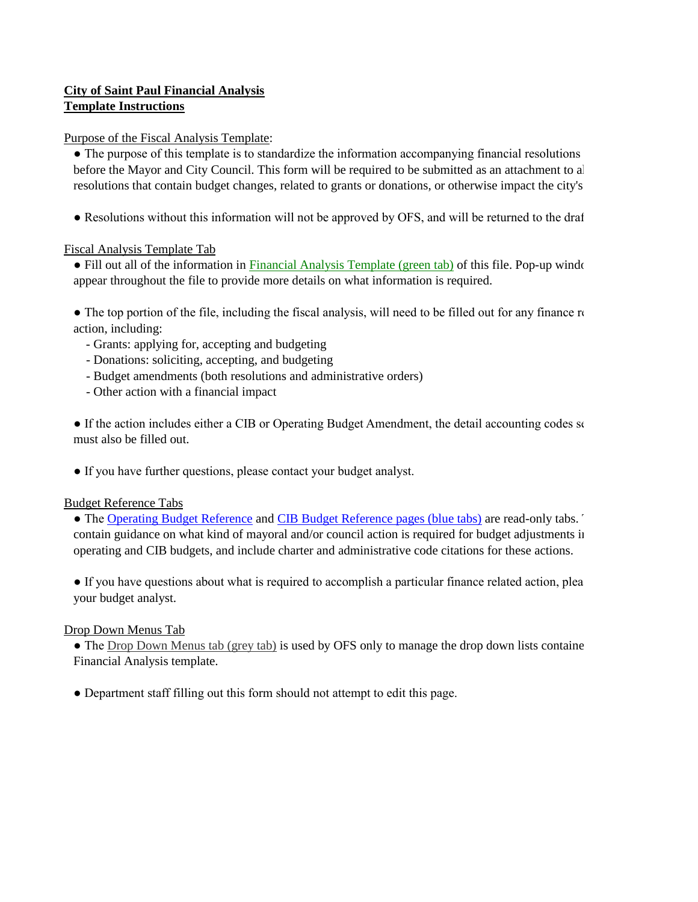**City of Saint Paul Financial Analysis**
**Template Instructions**

Purpose of the Fiscal Analysis Template:

● The purpose of this template is to standardize the information accompanying financial resolutions before the Mayor and City Council. This form will be required to be submitted as an attachment to al resolutions that contain budget changes, related to grants or donations, or otherwise impact the city's

● Resolutions without this information will not be approved by OFS, and will be returned to the draf

Fiscal Analysis Template Tab

● Fill out all of the information in Financial Analysis Template (green tab) of this file. Pop-up windo appear throughout the file to provide more details on what information is required.

● The top portion of the file, including the fiscal analysis, will need to be filled out for any finance r action, including:

- Grants: applying for, accepting and budgeting
- Donations: soliciting, accepting, and budgeting
- Budget amendments (both resolutions and administrative orders)
- Other action with a financial impact

● If the action includes either a CIB or Operating Budget Amendment, the detail accounting codes s must also be filled out.

● If you have further questions, please contact your budget analyst.

Budget Reference Tabs

● The Operating Budget Reference and CIB Budget Reference pages (blue tabs) are read-only tabs. contain guidance on what kind of mayoral and/or council action is required for budget adjustments i operating and CIB budgets, and include charter and administrative code citations for these actions.

● If you have questions about what is required to accomplish a particular finance related action, plea your budget analyst.

Drop Down Menus Tab

● The Drop Down Menus tab (grey tab) is used by OFS only to manage the drop down lists containe Financial Analysis template.

● Department staff filling out this form should not attempt to edit this page.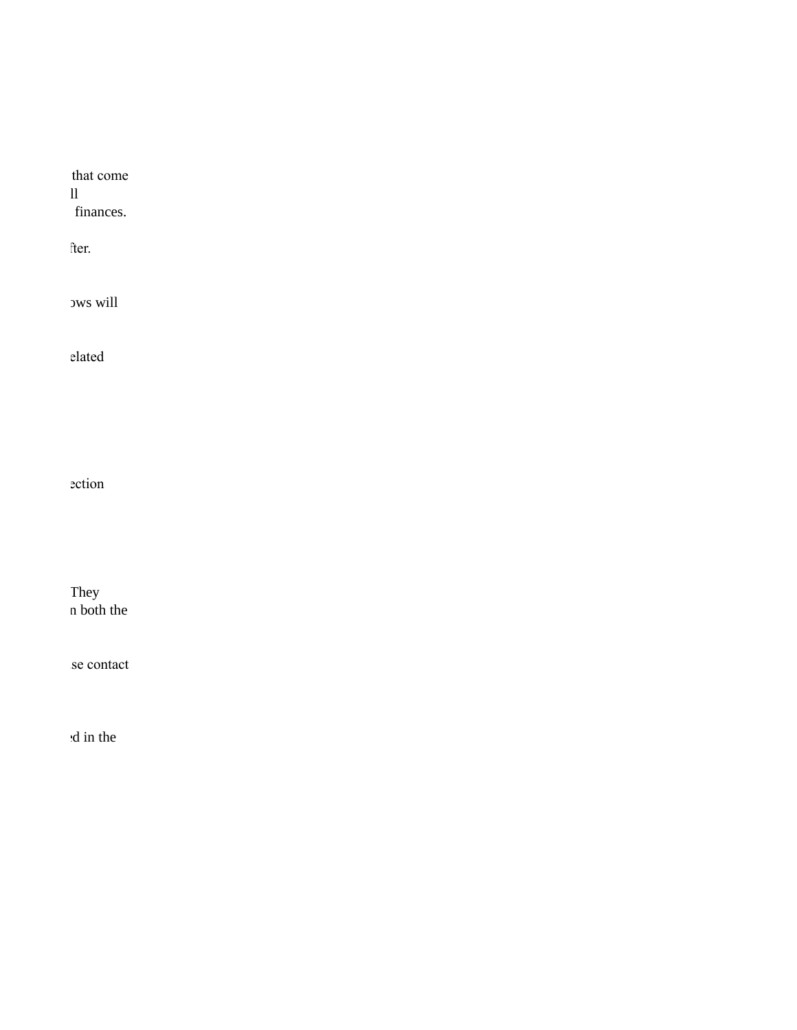that come
ll
finances.

fter.

ows will

elated

ection

They
n both the

se contact

ed in the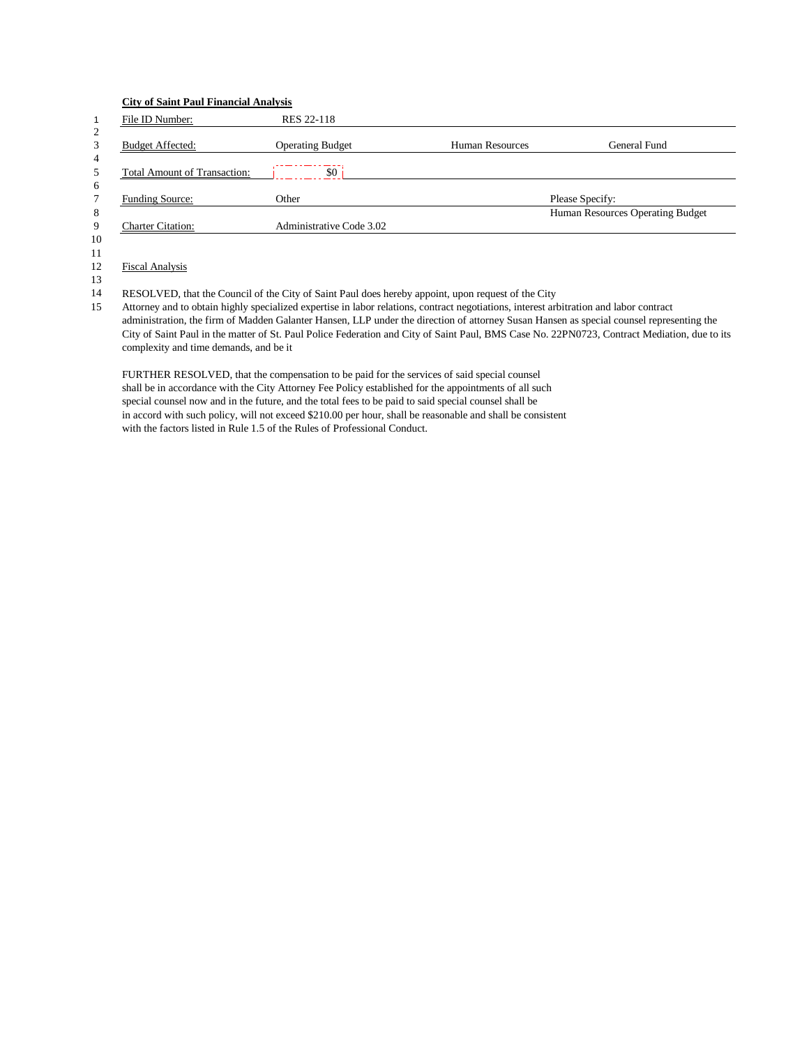**City of Saint Paul Financial Analysis**

| | | | | |
|---|---|---|---|---|
| 1 | File ID Number: | RES 22-118 | | |
| 2 | | | | |
| 3 | Budget Affected: | Operating Budget | Human Resources | General Fund |
| 4 | | | | |
| 5 | Total Amount of Transaction: | $0 | | |
| 6 | | | | |
| 7 | Funding Source: | Other | | Please Specify: |
| 8 | | | | Human Resources Operating Budget |
| 9 | Charter Citation: | Administrative Code 3.02 | | |
| 10 | | | | |
| 11 | | | | |
| 12 | Fiscal Analysis | | | |
| 13 | | | | |

14 RESOLVED, that the Council of the City of Saint Paul does hereby appoint, upon request of the City
15 Attorney and to obtain highly specialized expertise in labor relations, contract negotiations, interest arbitration and labor contract administration, the firm of Madden Galanter Hansen, LLP under the direction of attorney Susan Hansen as special counsel representing the City of Saint Paul in the matter of St. Paul Police Federation and City of Saint Paul, BMS Case No. 22PN0723, Contract Mediation, due to its complexity and time demands, and be it

FURTHER RESOLVED, that the compensation to be paid for the services of said special counsel shall be in accordance with the City Attorney Fee Policy established for the appointments of all such special counsel now and in the future, and the total fees to be paid to said special counsel shall be in accord with such policy, will not exceed $210.00 per hour, shall be reasonable and shall be consistent with the factors listed in Rule 1.5 of the Rules of Professional Conduct.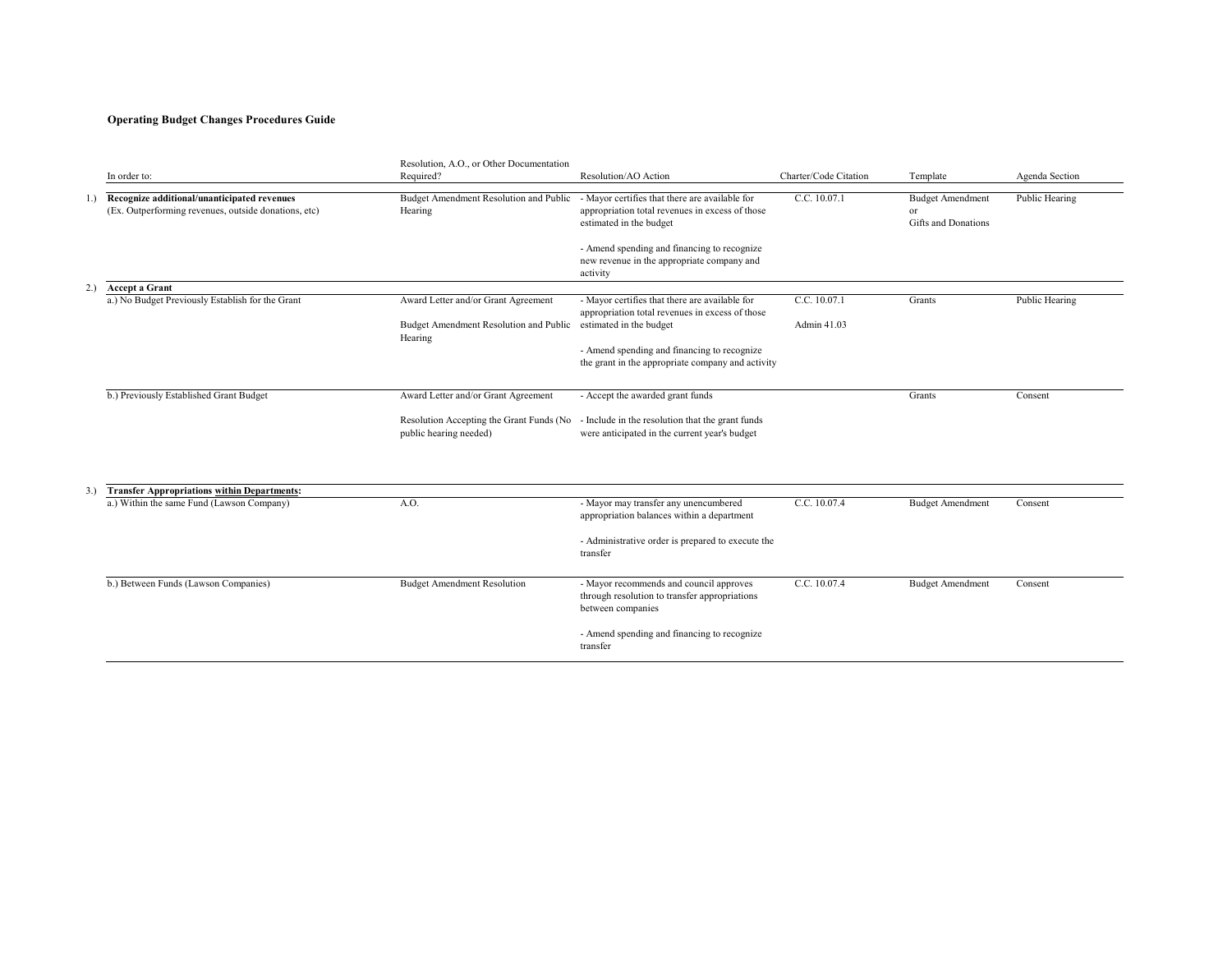**Operating Budget Changes Procedures Guide**

| | In order to: | Resolution, A.O., or Other Documentation Required? | Resolution/AO Action | Charter/Code Citation | Template | Agenda Section |
|---|---|---|---|---|---|---|
| 1.) | **Recognize additional/unanticipated revenues** (Ex. Outperforming revenues, outside donations, etc) | Budget Amendment Resolution and Public Hearing | - Mayor certifies that there are available for appropriation total revenues in excess of those estimated in the budget<br><br>- Amend spending and financing to recognize new revenue in the appropriate company and activity | C.C. 10.07.1 | Budget Amendment or Gifts and Donations | Public Hearing |
| 2.) | **Accept a Grant** | | | | | |
| | a.) No Budget Previously Establish for the Grant | Award Letter and/or Grant Agreement<br><br>Budget Amendment Resolution and Public Hearing | - Mayor certifies that there are available for appropriation total revenues in excess of those estimated in the budget<br><br>- Amend spending and financing to recognize the grant in the appropriate company and activity | C.C. 10.07.1<br><br>Admin 41.03 | Grants | Public Hearing |
| | b.) Previously Established Grant Budget | Award Letter and/or Grant Agreement<br><br>Resolution Accepting the Grant Funds (No public hearing needed) | - Accept the awarded grant funds<br><br>- Include in the resolution that the grant funds were anticipated in the current year's budget | | Grants | Consent |
| 3.) | **Transfer Appropriations within Departments:** | | | | | |
| | a.) Within the same Fund (Lawson Company) | A.O. | - Mayor may transfer any unencumbered appropriation balances within a department<br><br>- Administrative order is prepared to execute the transfer | C.C. 10.07.4 | Budget Amendment | Consent |
| | b.) Between Funds (Lawson Companies) | Budget Amendment Resolution | - Mayor recommends and council approves through resolution to transfer appropriations between companies<br><br>- Amend spending and financing to recognize transfer | C.C. 10.07.4 | Budget Amendment | Consent |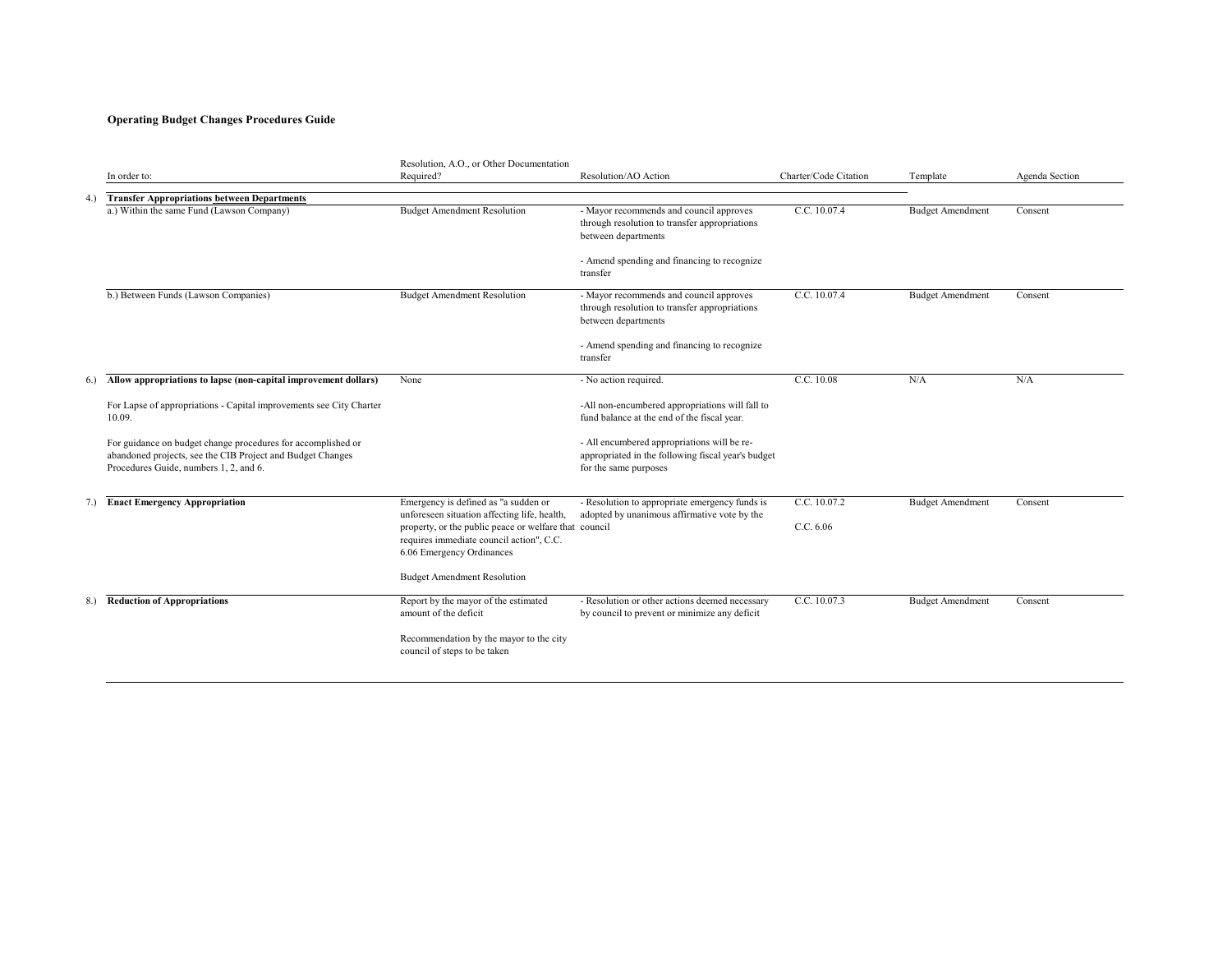**Operating Budget Changes Procedures Guide**

| | In order to: | Resolution, A.O., or Other Documentation Required? | Resolution/AO Action | Charter/Code Citation | Template | Agenda Section |
|---|---|---|---|---|---|---|
| 4.) | **Transfer Appropriations between Departments** | | | | | |
| | a.) Within the same Fund (Lawson Company) | Budget Amendment Resolution | - Mayor recommends and council approves through resolution to transfer appropriations between departments<br><br>- Amend spending and financing to recognize transfer | C.C. 10.07.4 | Budget Amendment | Consent |
| | b.) Between Funds (Lawson Companies) | Budget Amendment Resolution | - Mayor recommends and council approves through resolution to transfer appropriations between departments<br><br>- Amend spending and financing to recognize transfer | C.C. 10.07.4 | Budget Amendment | Consent |
| 6.) | **Allow appropriations to lapse (non-capital improvement dollars)**<br><br>For Lapse of appropriations - Capital improvements see City Charter 10.09.<br><br>For guidance on budget change procedures for accomplished or abandoned projects, see the CIB Project and Budget Changes Procedures Guide, numbers 1, 2, and 6. | None | - No action required.<br><br>-All non-encumbered appropriations will fall to fund balance at the end of the fiscal year.<br><br>- All encumbered appropriations will be re-appropriated in the following fiscal year's budget for the same purposes | C.C. 10.08 | N/A | N/A |
| 7.) | **Enact Emergency Appropriation** | Emergency is defined as "a sudden or unforeseen situation affecting life, health, property, or the public peace or welfare that requires immediate council action", C.C. 6.06 Emergency Ordinances<br><br>Budget Amendment Resolution | - Resolution to appropriate emergency funds is adopted by unanimous affirmative vote by the council | C.C. 10.07.2<br><br>C.C. 6.06 | Budget Amendment | Consent |
| 8.) | **Reduction of Appropriations** | Report by the mayor of the estimated amount of the deficit<br><br>Recommendation by the mayor to the city council of steps to be taken | - Resolution or other actions deemed necessary by council to prevent or minimize any deficit | C.C. 10.07.3 | Budget Amendment | Consent |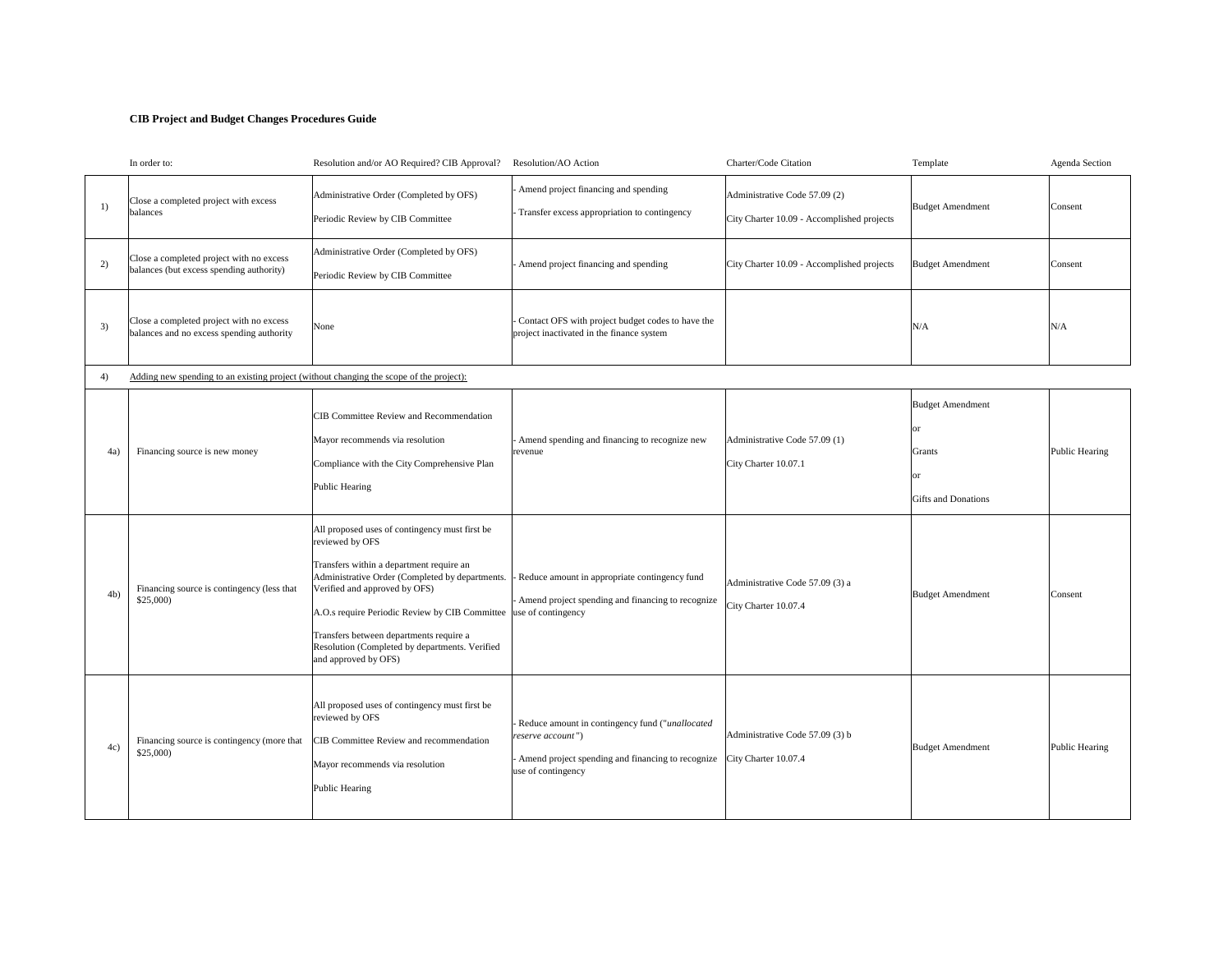**CIB Project and Budget Changes Procedures Guide**

| | In order to: | Resolution and/or AO Required? CIB Approval? | Resolution/AO Action | Charter/Code Citation | Template | Agenda Section |
|---|---|---|---|---|---|---|
| 1) | Close a completed project with excess balances | Administrative Order (Completed by OFS)<br><br>Periodic Review by CIB Committee | - Amend project financing and spending<br><br>- Transfer excess appropriation to contingency | Administrative Code 57.09 (2)<br><br>City Charter 10.09 - Accomplished projects | Budget Amendment | Consent |
| 2) | Close a completed project with no excess balances (but excess spending authority) | Administrative Order (Completed by OFS)<br><br>Periodic Review by CIB Committee | - Amend project financing and spending | City Charter 10.09 - Accomplished projects | Budget Amendment | Consent |
| 3) | Close a completed project with no excess balances and no excess spending authority | None | - Contact OFS with project budget codes to have the project inactivated in the finance system | | N/A | N/A |
| 4) | Adding new spending to an existing project (without changing the scope of the project): | | | | | |
| 4a) | Financing source is new money | CIB Committee Review and Recommendation<br><br>Mayor recommends via resolution<br><br>Compliance with the City Comprehensive Plan<br><br>Public Hearing | - Amend spending and financing to recognize new revenue | Administrative Code 57.09 (1)<br><br>City Charter 10.07.1 | Budget Amendment<br><br>or<br><br>Grants<br><br>or<br><br>Gifts and Donations | Public Hearing |
| 4b) | Financing source is contingency (less that $25,000) | All proposed uses of contingency must first be reviewed by OFS<br><br>Transfers within a department require an Administrative Order (Completed by departments. Verified and approved by OFS)<br><br>A.O.s require Periodic Review by CIB Committee<br><br>Transfers between departments require a Resolution (Completed by departments. Verified and approved by OFS) | - Reduce amount in appropriate contingency fund<br><br>- Amend project spending and financing to recognize use of contingency | Administrative Code 57.09 (3) a<br><br>City Charter 10.07.4 | Budget Amendment | Consent |
| 4c) | Financing source is contingency (more that $25,000) | All proposed uses of contingency must first be reviewed by OFS<br><br>CIB Committee Review and recommendation<br><br>Mayor recommends via resolution<br><br>Public Hearing | - Reduce amount in contingency fund ("*unallocated reserve account*")<br><br>- Amend project spending and financing to recognize use of contingency | Administrative Code 57.09 (3) b<br><br>City Charter 10.07.4 | Budget Amendment | Public Hearing |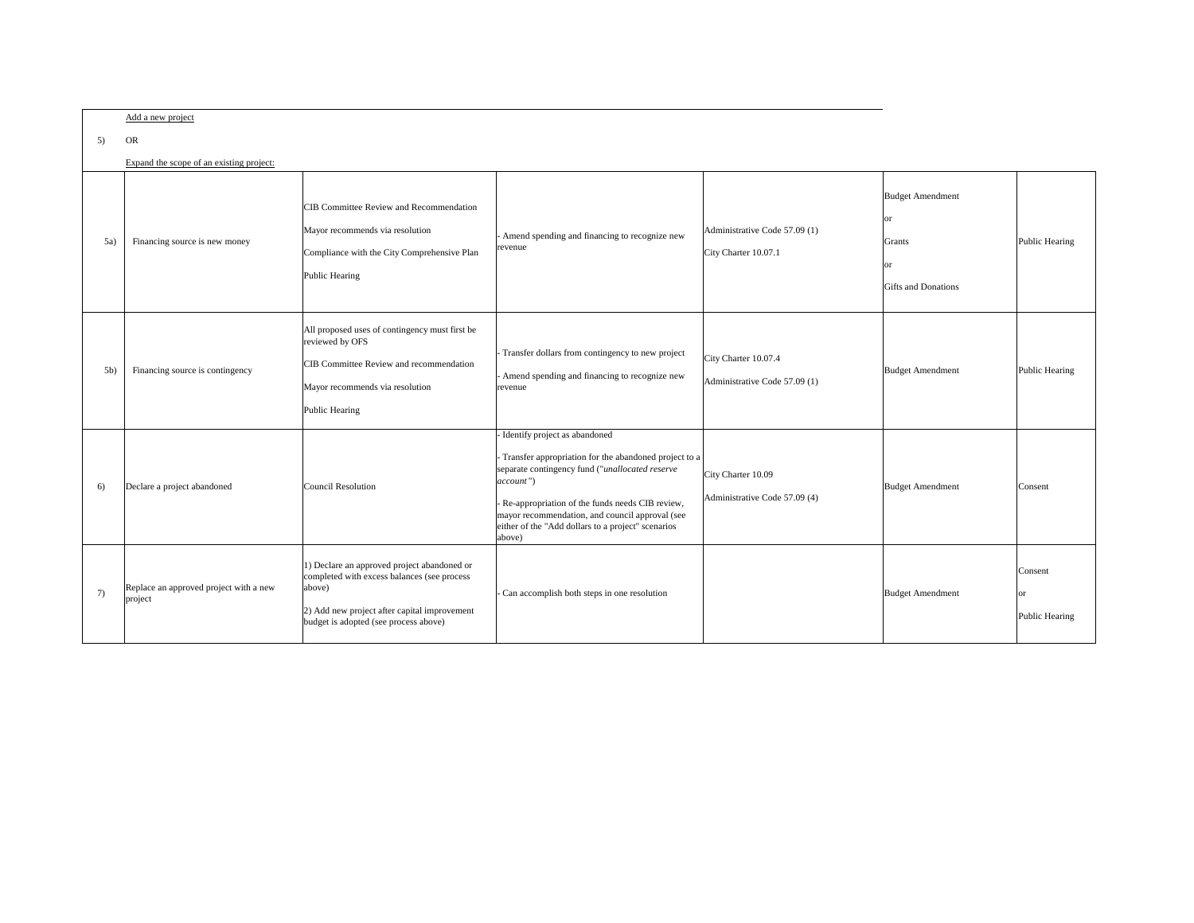| 5) | Add a new project<br><br>OR<br><br>Expand the scope of an existing project: | | | | | |
|---|---|---|---|---|---|---|
| 5a) | Financing source is new money | CIB Committee Review and Recommendation<br><br>Mayor recommends via resolution<br><br>Compliance with the City Comprehensive Plan<br><br>Public Hearing | - Amend spending and financing to recognize new revenue | Administrative Code 57.09 (1)<br><br>City Charter 10.07.1 | Budget Amendment<br><br>or<br><br>Grants<br><br>or<br><br>Gifts and Donations | Public Hearing |
| 5b) | Financing source is contingency | All proposed uses of contingency must first be reviewed by OFS<br><br>CIB Committee Review and recommendation<br><br>Mayor recommends via resolution<br><br>Public Hearing | - Transfer dollars from contingency to new project<br><br>- Amend spending and financing to recognize new revenue | City Charter 10.07.4<br><br>Administrative Code 57.09 (1) | Budget Amendment | Public Hearing |
| 6) | Declare a project abandoned | Council Resolution | - Identify project as abandoned<br><br>- Transfer appropriation for the abandoned project to a separate contingency fund ("*unallocated reserve account*")<br><br>- Re-appropriation of the funds needs CIB review, mayor recommendation, and council approval (see either of the "Add dollars to a project" scenarios above) | City Charter 10.09<br><br>Administrative Code 57.09 (4) | Budget Amendment | Consent |
| 7) | Replace an approved project with a new project | 1) Declare an approved project abandoned or completed with excess balances (see process above)<br><br>2) Add new project after capital improvement budget is adopted (see process above) | - Can accomplish both steps in one resolution | | Budget Amendment | Consent<br><br>or<br><br>Public Hearing |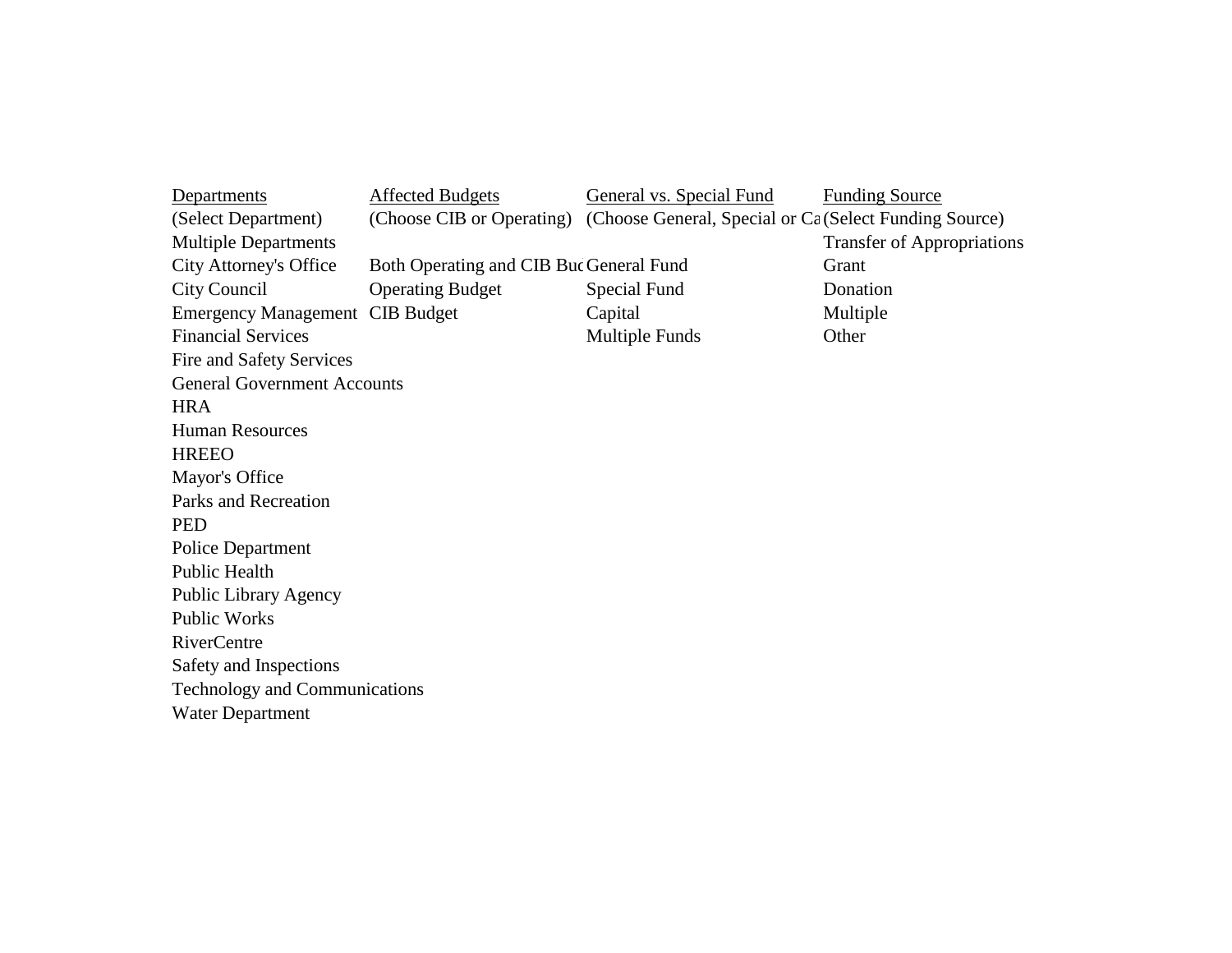| Departments | Affected Budgets | General vs. Special Fund | Funding Source |
|---|---|---|---|
| (Select Department) | (Choose CIB or Operating) | (Choose General, Special or Ca | (Select Funding Source) |
| Multiple Departments | | | Transfer of Appropriations |
| City Attorney's Office | Both Operating and CIB Buc | General Fund | Grant |
| City Council | Operating Budget | Special Fund | Donation |
| Emergency Management | CIB Budget | Capital | Multiple |
| Financial Services | | Multiple Funds | Other |
| Fire and Safety Services | | | |
| General Government Accounts | | | |
| HRA | | | |
| Human Resources | | | |
| HREEO | | | |
| Mayor's Office | | | |
| Parks and Recreation | | | |
| PED | | | |
| Police Department | | | |
| Public Health | | | |
| Public Library Agency | | | |
| Public Works | | | |
| RiverCentre | | | |
| Safety and Inspections | | | |
| Technology and Communications | | | |
| Water Department | | | |